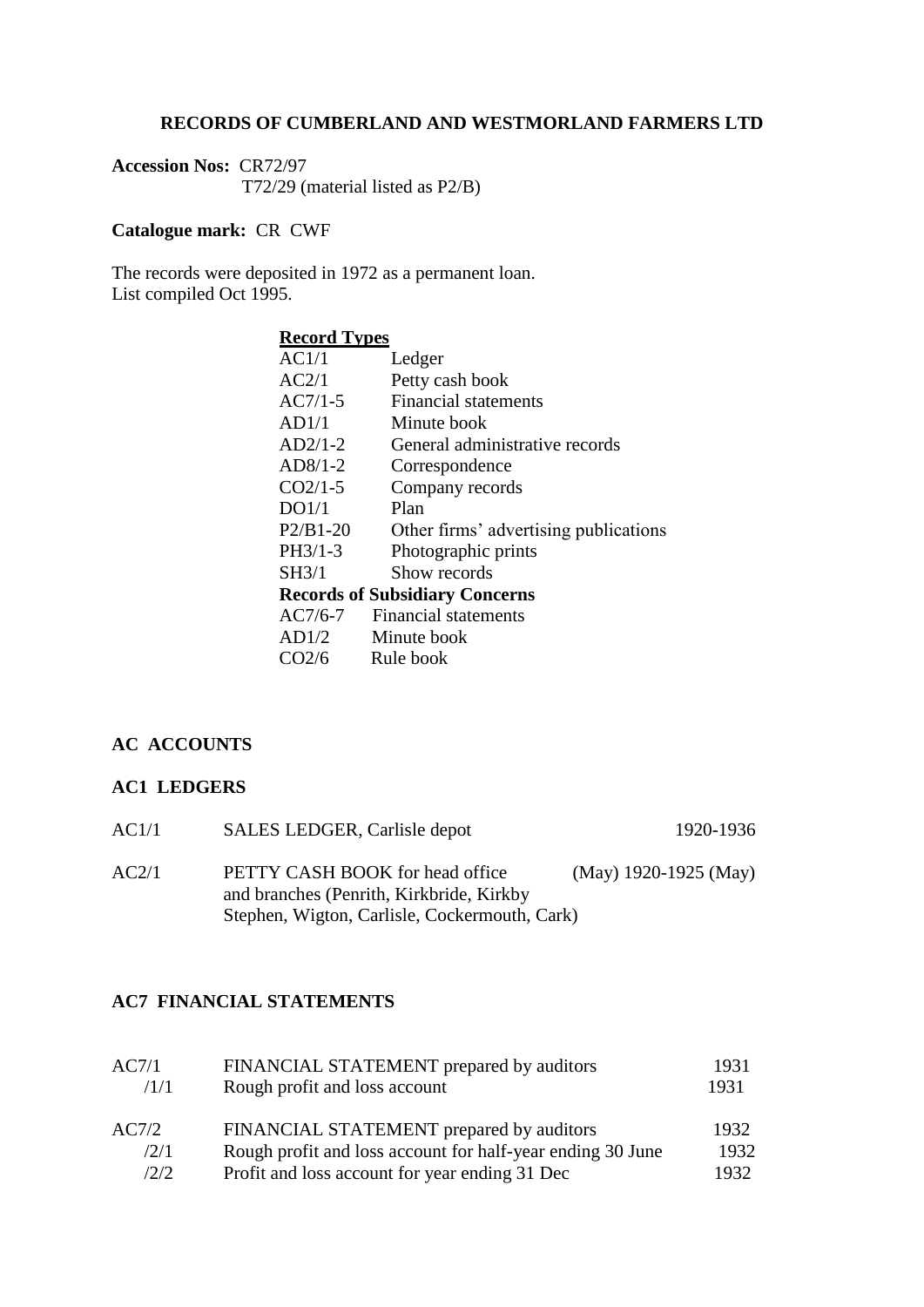# RECORDS OF CUMBERLAND AND WESTMORLAND FARMERS LTD

**Accession Nos:** CR72/97
T72/29 (material listed as P2/B)

**Catalogue mark:** CR CWF

The records were deposited in 1972 as a permanent loan.
List compiled Oct 1995.

**Record Types**

| | |
|---|---|
| AC1/1 | Ledger |
| AC2/1 | Petty cash book |
| AC7/1-5 | Financial statements |
| AD1/1 | Minute book |
| AD2/1-2 | General administrative records |
| AD8/1-2 | Correspondence |
| CO2/1-5 | Company records |
| DO1/1 | Plan |
| P2/B1-20 | Other firms' advertising publications |
| PH3/1-3 | Photographic prints |
| SH3/1 | Show records |
| **Records of Subsidiary Concerns** | |
| AC7/6-7 | Financial statements |
| AD1/2 | Minute book |
| CO2/6 | Rule book |

## AC ACCOUNTS

### AC1 LEDGERS

| | | |
|---|---|---|
| AC1/1 | SALES LEDGER, Carlisle depot | 1920-1936 |
| AC2/1 | PETTY CASH BOOK for head office and branches (Penrith, Kirkbride, Kirkby Stephen, Wigton, Carlisle, Cockermouth, Cark) | (May) 1920-1925 (May) |

### AC7 FINANCIAL STATEMENTS

| | | |
|---|---|---|
| AC7/1 | FINANCIAL STATEMENT prepared by auditors | 1931 |
| /1/1 | Rough profit and loss account | 1931 |
| AC7/2 | FINANCIAL STATEMENT prepared by auditors | 1932 |
| /2/1 | Rough profit and loss account for half-year ending 30 June | 1932 |
| /2/2 | Profit and loss account for year ending 31 Dec | 1932 |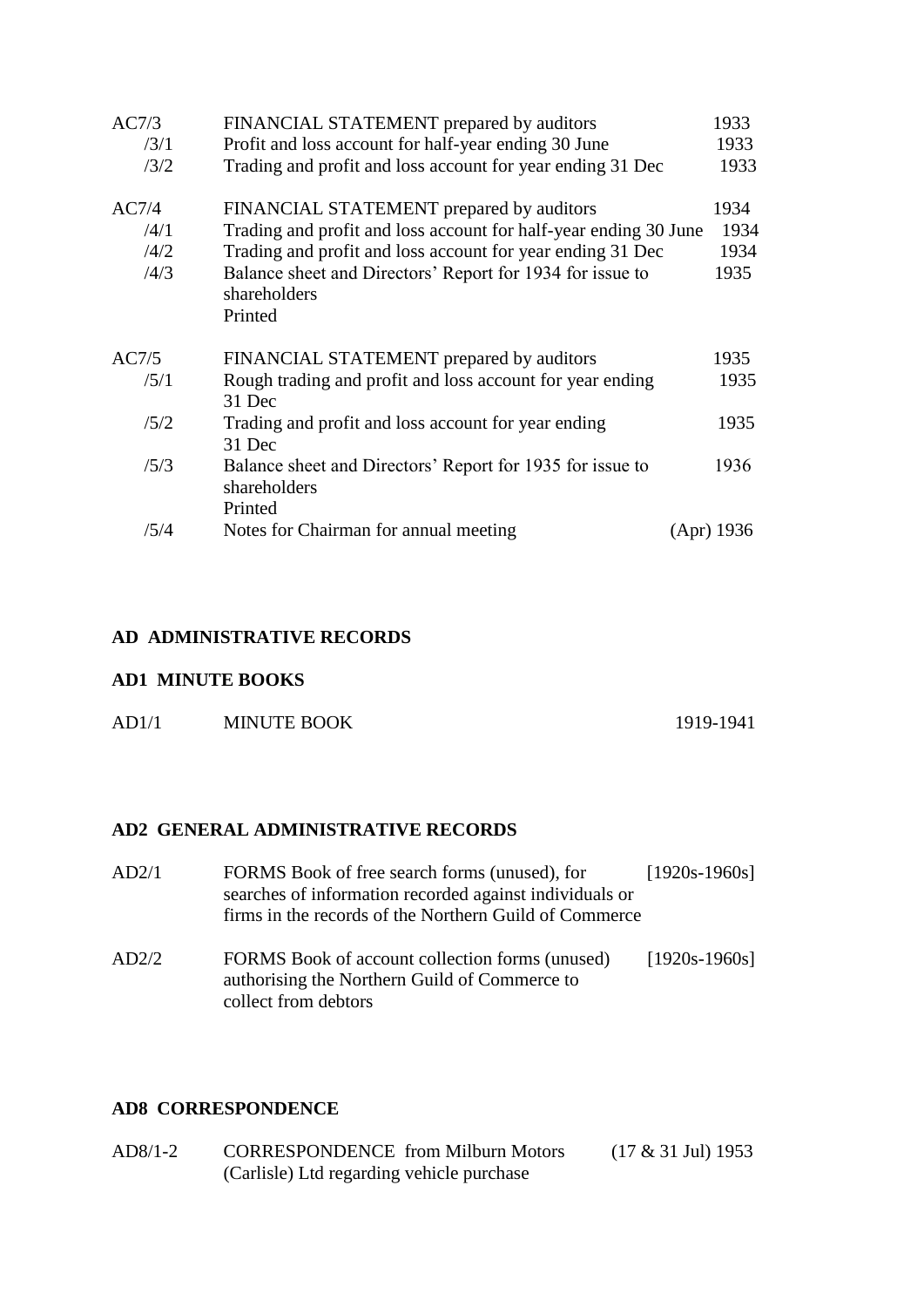| | | |
|---|---|---|
| AC7/3 | FINANCIAL STATEMENT prepared by auditors | 1933 |
| /3/1 | Profit and loss account for half-year ending 30 June | 1933 |
| /3/2 | Trading and profit and loss account for year ending 31 Dec | 1933 |
| AC7/4 | FINANCIAL STATEMENT prepared by auditors | 1934 |
| /4/1 | Trading and profit and loss account for half-year ending 30 June | 1934 |
| /4/2 | Trading and profit and loss account for year ending 31 Dec | 1934 |
| /4/3 | Balance sheet and Directors' Report for 1934 for issue to shareholders<br>Printed | 1935 |
| AC7/5 | FINANCIAL STATEMENT prepared by auditors | 1935 |
| /5/1 | Rough trading and profit and loss account for year ending 31 Dec | 1935 |
| /5/2 | Trading and profit and loss account for year ending 31 Dec | 1935 |
| /5/3 | Balance sheet and Directors' Report for 1935 for issue to shareholders<br>Printed | 1936 |
| /5/4 | Notes for Chairman for annual meeting | (Apr) 1936 |

## AD ADMINISTRATIVE RECORDS

### AD1 MINUTE BOOKS

| | | |
|---|---|---|
| AD1/1 | MINUTE BOOK | 1919-1941 |

### AD2 GENERAL ADMINISTRATIVE RECORDS

| | | |
|---|---|---|
| AD2/1 | FORMS Book of free search forms (unused), for searches of information recorded against individuals or firms in the records of the Northern Guild of Commerce | [1920s-1960s] |
| AD2/2 | FORMS Book of account collection forms (unused) authorising the Northern Guild of Commerce to collect from debtors | [1920s-1960s] |

### AD8 CORRESPONDENCE

| | | |
|---|---|---|
| AD8/1-2 | CORRESPONDENCE from Milburn Motors (Carlisle) Ltd regarding vehicle purchase | (17 & 31 Jul) 1953 |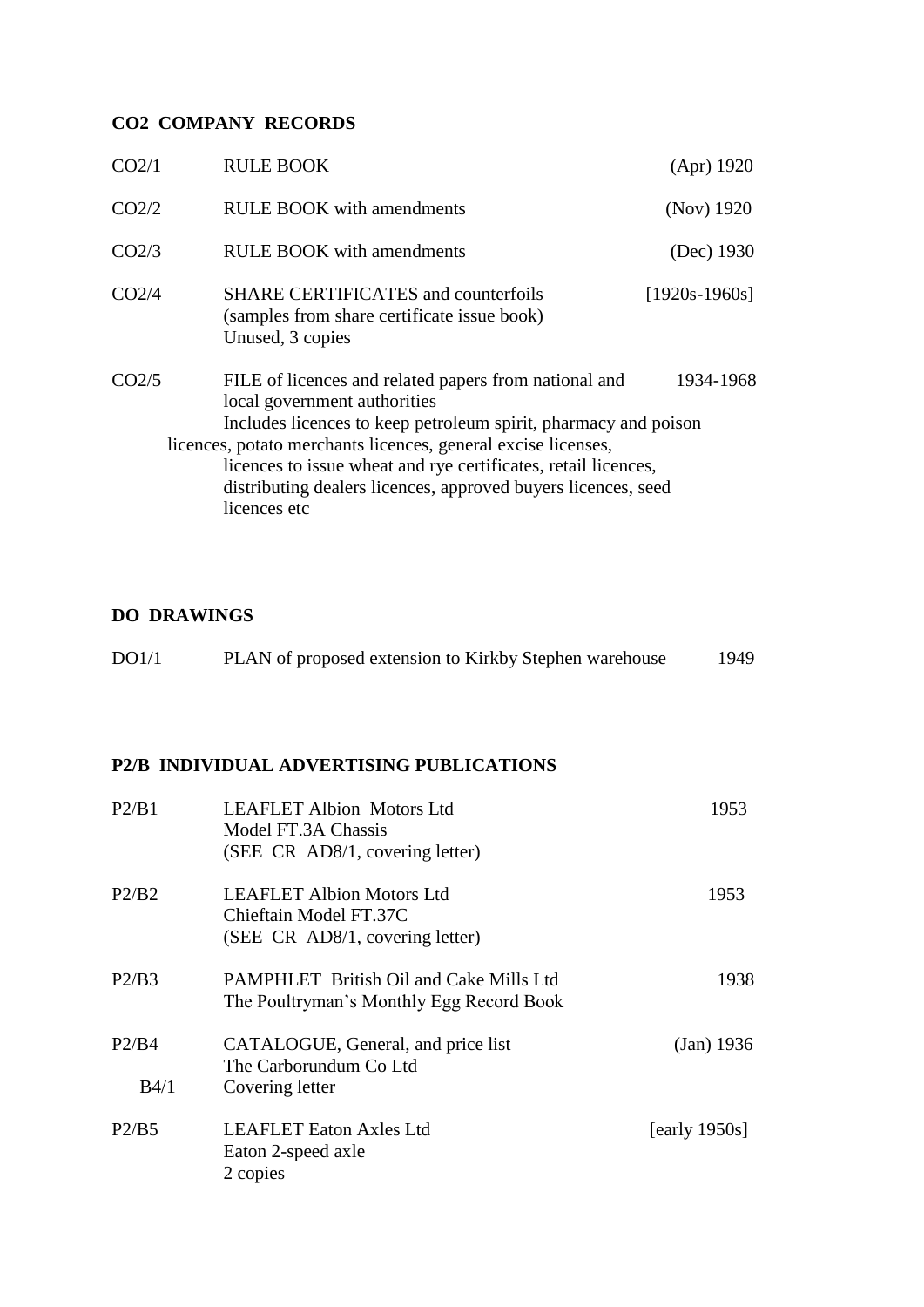## CO2 COMPANY RECORDS

| | | |
|---|---|---|
| CO2/1 | RULE BOOK | (Apr) 1920 |
| CO2/2 | RULE BOOK with amendments | (Nov) 1920 |
| CO2/3 | RULE BOOK with amendments | (Dec) 1930 |
| CO2/4 | SHARE CERTIFICATES and counterfoils<br>(samples from share certificate issue book)<br>Unused, 3 copies | [1920s-1960s] |
| CO2/5 | FILE of licences and related papers from national and local government authorities<br>Includes licences to keep petroleum spirit, pharmacy and poison licences, potato merchants licences, general excise licenses, licences to issue wheat and rye certificates, retail licences, distributing dealers licences, approved buyers licences, seed licences etc | 1934-1968 |

## DO DRAWINGS

| | | |
|---|---|---|
| DO1/1 | PLAN of proposed extension to Kirkby Stephen warehouse | 1949 |

## P2/B INDIVIDUAL ADVERTISING PUBLICATIONS

| | | |
|---|---|---|
| P2/B1 | LEAFLET Albion Motors Ltd<br>Model FT.3A Chassis<br>(SEE CR AD8/1, covering letter) | 1953 |
| P2/B2 | LEAFLET Albion Motors Ltd<br>Chieftain Model FT.37C<br>(SEE CR AD8/1, covering letter) | 1953 |
| P2/B3 | PAMPHLET British Oil and Cake Mills Ltd<br>The Poultryman's Monthly Egg Record Book | 1938 |
| P2/B4 | CATALOGUE, General, and price list<br>The Carborundum Co Ltd | (Jan) 1936 |
| B4/1 | Covering letter | |
| P2/B5 | LEAFLET Eaton Axles Ltd<br>Eaton 2-speed axle<br>2 copies | [early 1950s] |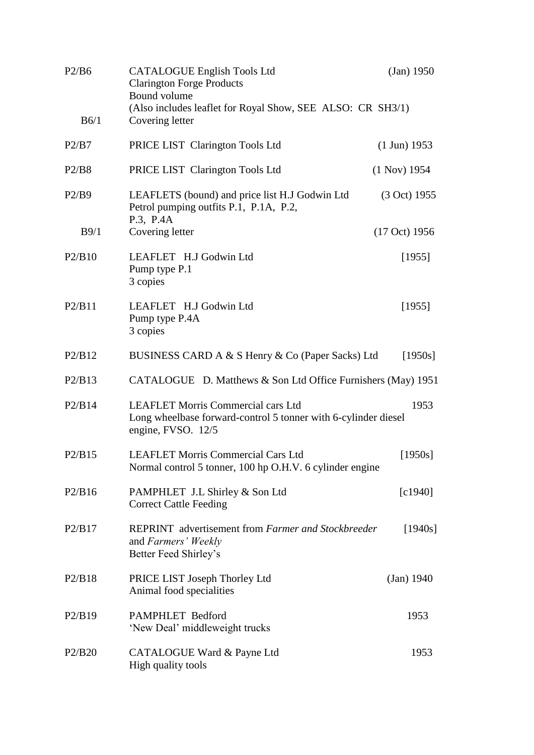| Ref | Description | Date |
|---|---|---|
| P2/B6 | CATALOGUE English Tools Ltd<br>Clarington Forge Products<br>Bound volume<br>(Also includes leaflet for Royal Show, SEE ALSO: CR SH3/1) | (Jan) 1950 |
| B6/1 | Covering letter | |
| P2/B7 | PRICE LIST Clarington Tools Ltd | (1 Jun) 1953 |
| P2/B8 | PRICE LIST Clarington Tools Ltd | (1 Nov) 1954 |
| P2/B9 | LEAFLETS (bound) and price list H.J Godwin Ltd<br>Petrol pumping outfits P.1, P.1A, P.2, P.3, P.4A | (3 Oct) 1955 |
| B9/1 | Covering letter | (17 Oct) 1956 |
| P2/B10 | LEAFLET H.J Godwin Ltd<br>Pump type P.1<br>3 copies | [1955] |
| P2/B11 | LEAFLET H.J Godwin Ltd<br>Pump type P.4A<br>3 copies | [1955] |
| P2/B12 | BUSINESS CARD A & S Henry & Co (Paper Sacks) Ltd | [1950s] |
| P2/B13 | CATALOGUE D. Matthews & Son Ltd Office Furnishers | (May) 1951 |
| P2/B14 | LEAFLET Morris Commercial cars Ltd<br>Long wheelbase forward-control 5 tonner with 6-cylinder diesel engine, FVSO. 12/5 | 1953 |
| P2/B15 | LEAFLET Morris Commercial Cars Ltd<br>Normal control 5 tonner, 100 hp O.H.V. 6 cylinder engine | [1950s] |
| P2/B16 | PAMPHLET J.L Shirley & Son Ltd<br>Correct Cattle Feeding | [c1940] |
| P2/B17 | REPRINT advertisement from *Farmer and Stockbreeder* and *Farmers' Weekly*<br>Better Feed Shirley's | [1940s] |
| P2/B18 | PRICE LIST Joseph Thorley Ltd<br>Animal food specialities | (Jan) 1940 |
| P2/B19 | PAMPHLET Bedford<br>'New Deal' middleweight trucks | 1953 |
| P2/B20 | CATALOGUE Ward & Payne Ltd<br>High quality tools | 1953 |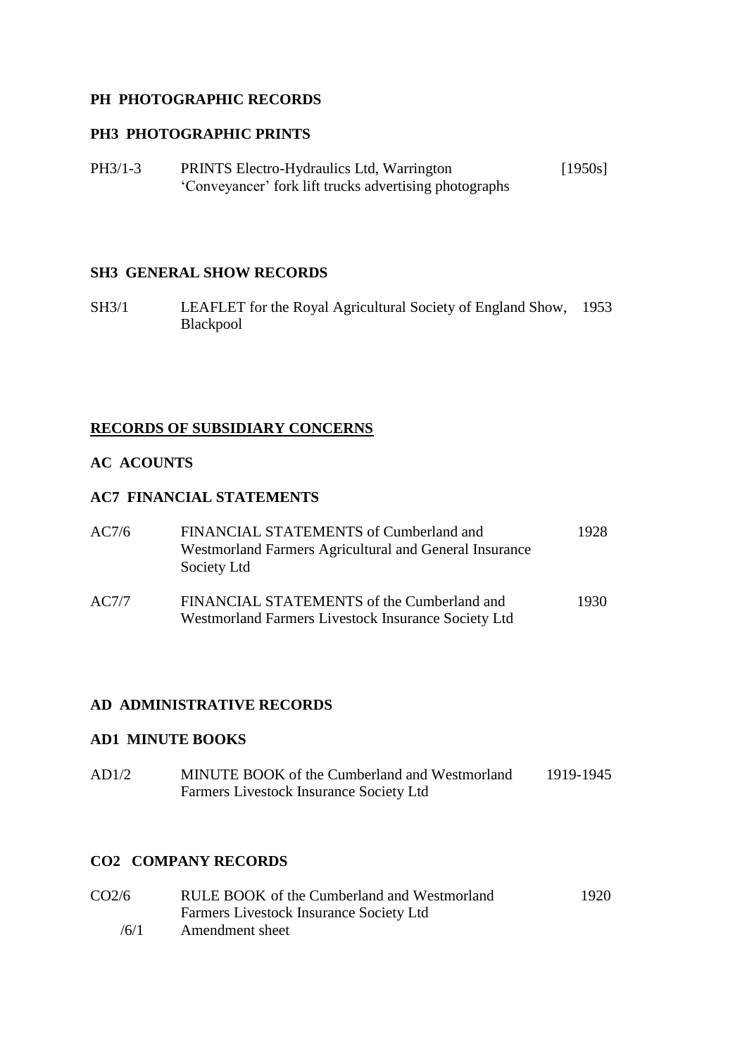**PH PHOTOGRAPHIC RECORDS**

**PH3 PHOTOGRAPHIC PRINTS**

| | | |
|---|---|---|
| PH3/1-3 | PRINTS Electro-Hydraulics Ltd, Warrington 'Conveyancer' fork lift trucks advertising photographs | [1950s] |

**SH3 GENERAL SHOW RECORDS**

| | | |
|---|---|---|
| SH3/1 | LEAFLET for the Royal Agricultural Society of England Show, Blackpool | 1953 |

**<u>RECORDS OF SUBSIDIARY CONCERNS</u>**

**AC ACOUNTS**

**AC7 FINANCIAL STATEMENTS**

| | | |
|---|---|---|
| AC7/6 | FINANCIAL STATEMENTS of Cumberland and Westmorland Farmers Agricultural and General Insurance Society Ltd | 1928 |
| AC7/7 | FINANCIAL STATEMENTS of the Cumberland and Westmorland Farmers Livestock Insurance Society Ltd | 1930 |

**AD ADMINISTRATIVE RECORDS**

**AD1 MINUTE BOOKS**

| | | |
|---|---|---|
| AD1/2 | MINUTE BOOK of the Cumberland and Westmorland Farmers Livestock Insurance Society Ltd | 1919-1945 |

**CO2 COMPANY RECORDS**

| | | |
|---|---|---|
| CO2/6 | RULE BOOK of the Cumberland and Westmorland Farmers Livestock Insurance Society Ltd | 1920 |
| /6/1 | Amendment sheet | |